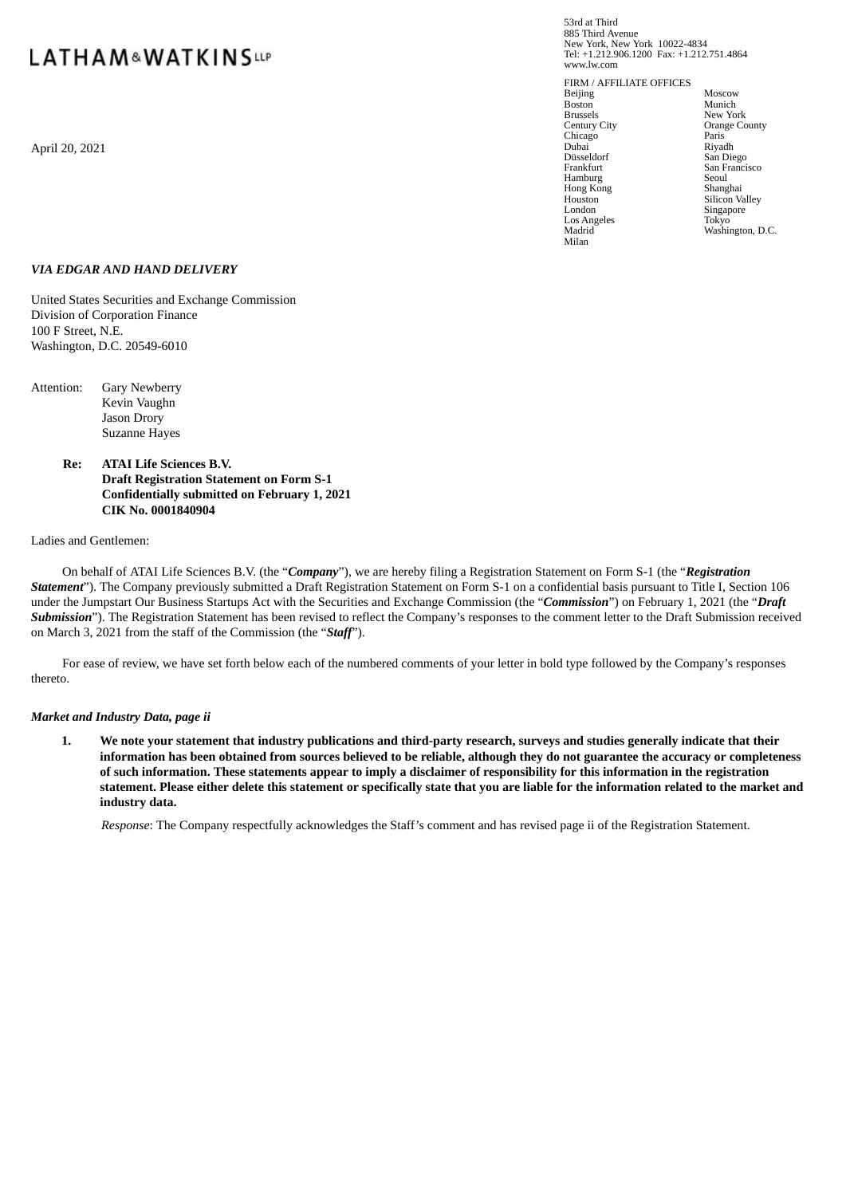LATHAM&WATKINS LLP

53rd at Third
885 Third Avenue
New York, New York 10022-4834
Tel: +1.212.906.1200 Fax: +1.212.751.4864
www.lw.com

FIRM / AFFILIATE OFFICES

| | |
|---|---|
| Beijing | Moscow |
| Boston | Munich |
| Brussels | New York |
| Century City | Orange County |
| Chicago | Paris |
| Dubai | Riyadh |
| Düsseldorf | San Diego |
| Frankfurt | San Francisco |
| Hamburg | Seoul |
| Hong Kong | Shanghai |
| Houston | Silicon Valley |
| London | Singapore |
| Los Angeles | Tokyo |
| Madrid | Washington, D.C. |
| Milan | |

April 20, 2021

*VIA EDGAR AND HAND DELIVERY*

United States Securities and Exchange Commission
Division of Corporation Finance
100 F Street, N.E.
Washington, D.C. 20549-6010

Attention: Gary Newberry
Kevin Vaughn
Jason Drory
Suzanne Hayes

**Re: ATAI Life Sciences B.V.**
**Draft Registration Statement on Form S-1**
**Confidentially submitted on February 1, 2021**
**CIK No. 0001840904**

Ladies and Gentlemen:

On behalf of ATAI Life Sciences B.V. (the "***Company***"), we are hereby filing a Registration Statement on Form S-1 (the "***Registration Statement***"). The Company previously submitted a Draft Registration Statement on Form S-1 on a confidential basis pursuant to Title I, Section 106 under the Jumpstart Our Business Startups Act with the Securities and Exchange Commission (the "***Commission***") on February 1, 2021 (the "***Draft Submission***"). The Registration Statement has been revised to reflect the Company's responses to the comment letter to the Draft Submission received on March 3, 2021 from the staff of the Commission (the "***Staff***").

For ease of review, we have set forth below each of the numbered comments of your letter in bold type followed by the Company's responses thereto.

*Market and Industry Data, page ii*

1. **We note your statement that industry publications and third-party research, surveys and studies generally indicate that their information has been obtained from sources believed to be reliable, although they do not guarantee the accuracy or completeness of such information. These statements appear to imply a disclaimer of responsibility for this information in the registration statement. Please either delete this statement or specifically state that you are liable for the information related to the market and industry data.**

   *Response*: The Company respectfully acknowledges the Staff's comment and has revised page ii of the Registration Statement.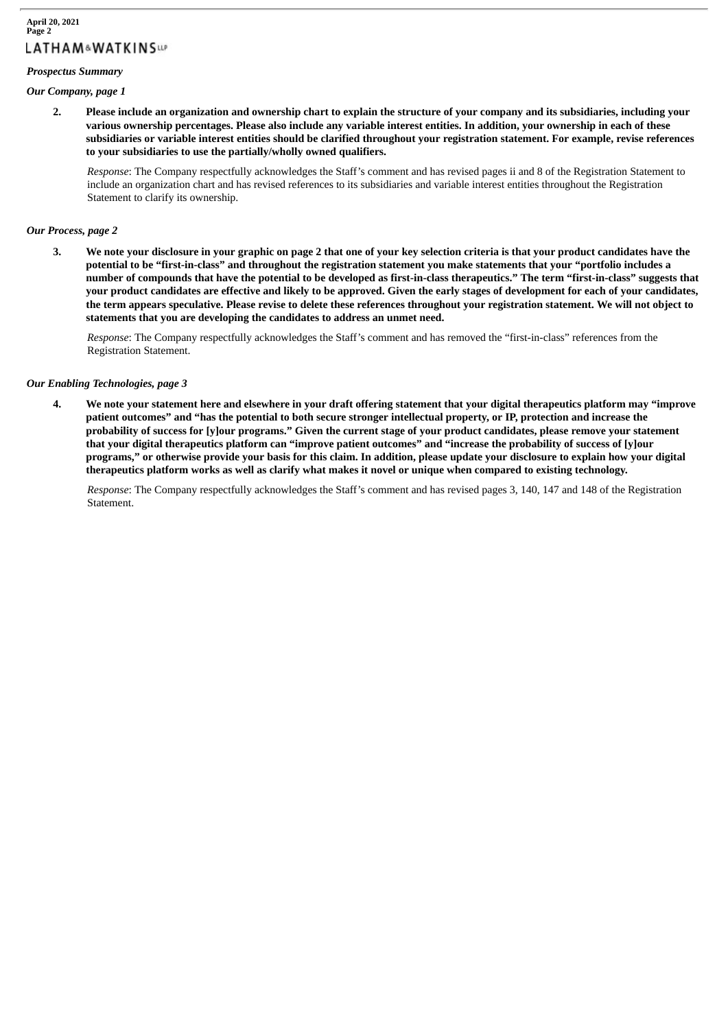*Prospectus Summary*

*Our Company, page 1*

2. **Please include an organization and ownership chart to explain the structure of your company and its subsidiaries, including your various ownership percentages. Please also include any variable interest entities. In addition, your ownership in each of these subsidiaries or variable interest entities should be clarified throughout your registration statement. For example, revise references to your subsidiaries to use the partially/wholly owned qualifiers.**

   *Response*: The Company respectfully acknowledges the Staff's comment and has revised pages ii and 8 of the Registration Statement to include an organization chart and has revised references to its subsidiaries and variable interest entities throughout the Registration Statement to clarify its ownership.

*Our Process, page 2*

3. **We note your disclosure in your graphic on page 2 that one of your key selection criteria is that your product candidates have the potential to be "first-in-class" and throughout the registration statement you make statements that your "portfolio includes a number of compounds that have the potential to be developed as first-in-class therapeutics." The term "first-in-class" suggests that your product candidates are effective and likely to be approved. Given the early stages of development for each of your candidates, the term appears speculative. Please revise to delete these references throughout your registration statement. We will not object to statements that you are developing the candidates to address an unmet need.**

   *Response*: The Company respectfully acknowledges the Staff's comment and has removed the "first-in-class" references from the Registration Statement.

*Our Enabling Technologies, page 3*

4. **We note your statement here and elsewhere in your draft offering statement that your digital therapeutics platform may "improve patient outcomes" and "has the potential to both secure stronger intellectual property, or IP, protection and increase the probability of success for [y]our programs." Given the current stage of your product candidates, please remove your statement that your digital therapeutics platform can "improve patient outcomes" and "increase the probability of success of [y]our programs," or otherwise provide your basis for this claim. In addition, please update your disclosure to explain how your digital therapeutics platform works as well as clarify what makes it novel or unique when compared to existing technology.**

   *Response*: The Company respectfully acknowledges the Staff's comment and has revised pages 3, 140, 147 and 148 of the Registration Statement.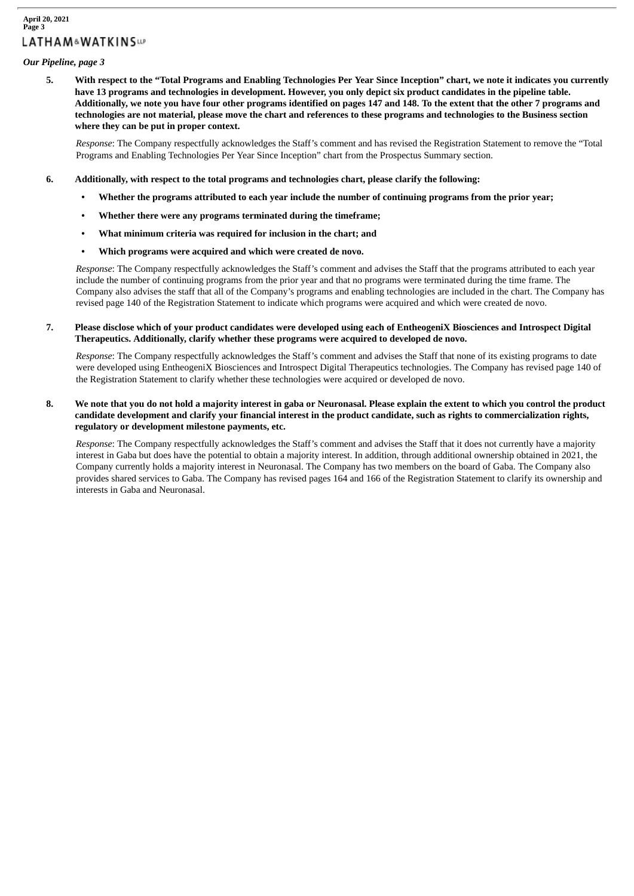*Our Pipeline, page 3*

5. **With respect to the “Total Programs and Enabling Technologies Per Year Since Inception” chart, we note it indicates you currently have 13 programs and technologies in development. However, you only depict six product candidates in the pipeline table. Additionally, we note you have four other programs identified on pages 147 and 148. To the extent that the other 7 programs and technologies are not material, please move the chart and references to these programs and technologies to the Business section where they can be put in proper context.**

   *Response*: The Company respectfully acknowledges the Staff’s comment and has revised the Registration Statement to remove the “Total Programs and Enabling Technologies Per Year Since Inception” chart from the Prospectus Summary section.

6. **Additionally, with respect to the total programs and technologies chart, please clarify the following:**

   - **Whether the programs attributed to each year include the number of continuing programs from the prior year;**
   - **Whether there were any programs terminated during the timeframe;**
   - **What minimum criteria was required for inclusion in the chart; and**
   - **Which programs were acquired and which were created de novo.**

   *Response*: The Company respectfully acknowledges the Staff’s comment and advises the Staff that the programs attributed to each year include the number of continuing programs from the prior year and that no programs were terminated during the time frame. The Company also advises the staff that all of the Company’s programs and enabling technologies are included in the chart. The Company has revised page 140 of the Registration Statement to indicate which programs were acquired and which were created de novo.

7. **Please disclose which of your product candidates were developed using each of EntheogeniX Biosciences and Introspect Digital Therapeutics. Additionally, clarify whether these programs were acquired to developed de novo.**

   *Response*: The Company respectfully acknowledges the Staff’s comment and advises the Staff that none of its existing programs to date were developed using EntheogeniX Biosciences and Introspect Digital Therapeutics technologies. The Company has revised page 140 of the Registration Statement to clarify whether these technologies were acquired or developed de novo.

8. **We note that you do not hold a majority interest in gaba or Neuronasal. Please explain the extent to which you control the product candidate development and clarify your financial interest in the product candidate, such as rights to commercialization rights, regulatory or development milestone payments, etc.**

   *Response*: The Company respectfully acknowledges the Staff’s comment and advises the Staff that it does not currently have a majority interest in Gaba but does have the potential to obtain a majority interest. In addition, through additional ownership obtained in 2021, the Company currently holds a majority interest in Neuronasal. The Company has two members on the board of Gaba. The Company also provides shared services to Gaba. The Company has revised pages 164 and 166 of the Registration Statement to clarify its ownership and interests in Gaba and Neuronasal.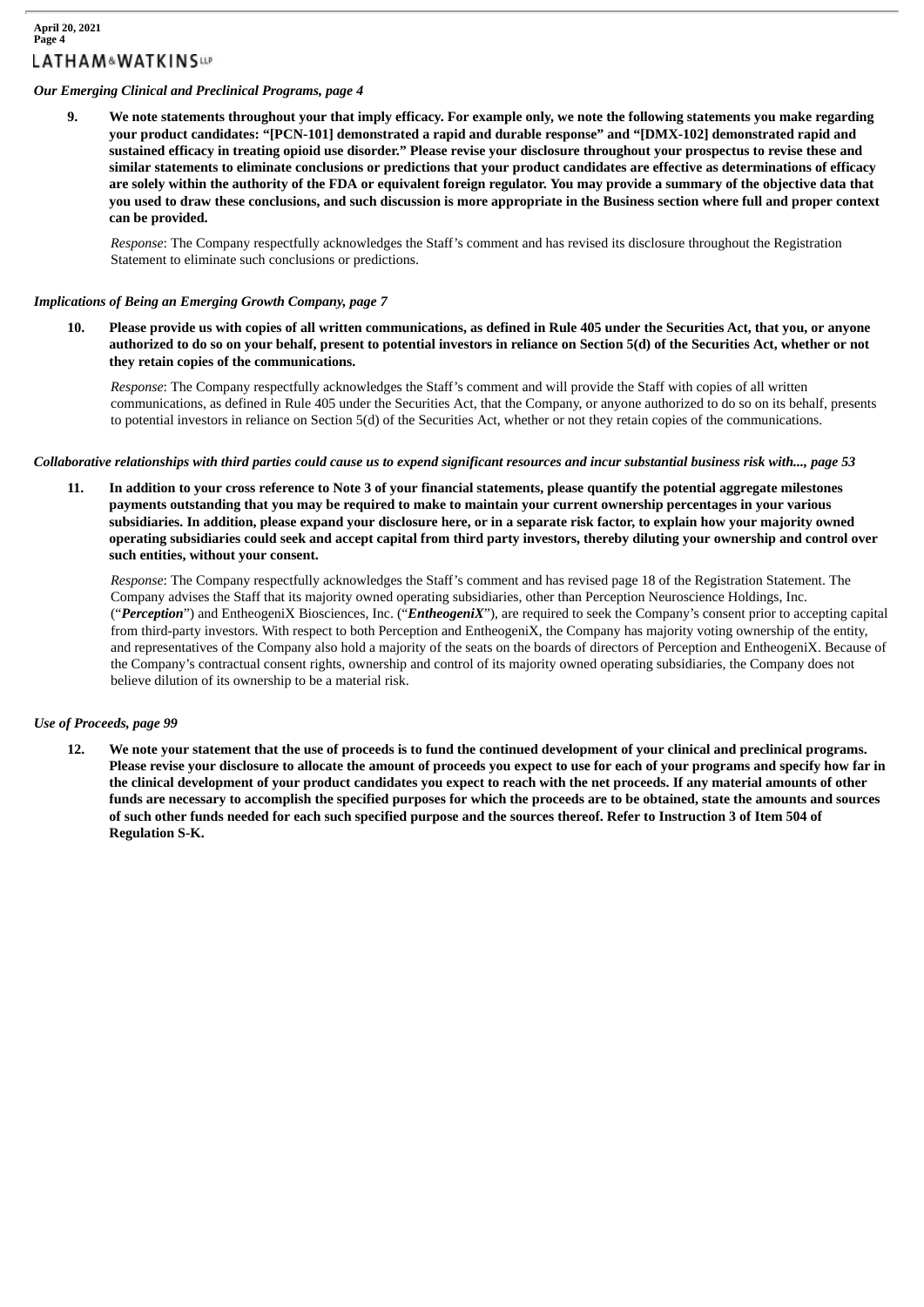*Our Emerging Clinical and Preclinical Programs, page 4*

9. **We note statements throughout your that imply efficacy. For example only, we note the following statements you make regarding your product candidates: "[PCN-101] demonstrated a rapid and durable response" and "[DMX-102] demonstrated rapid and sustained efficacy in treating opioid use disorder." Please revise your disclosure throughout your prospectus to revise these and similar statements to eliminate conclusions or predictions that your product candidates are effective as determinations of efficacy are solely within the authority of the FDA or equivalent foreign regulator. You may provide a summary of the objective data that you used to draw these conclusions, and such discussion is more appropriate in the Business section where full and proper context can be provided.**

   *Response*: The Company respectfully acknowledges the Staff's comment and has revised its disclosure throughout the Registration Statement to eliminate such conclusions or predictions.

*Implications of Being an Emerging Growth Company, page 7*

10. **Please provide us with copies of all written communications, as defined in Rule 405 under the Securities Act, that you, or anyone authorized to do so on your behalf, present to potential investors in reliance on Section 5(d) of the Securities Act, whether or not they retain copies of the communications.**

    *Response*: The Company respectfully acknowledges the Staff's comment and will provide the Staff with copies of all written communications, as defined in Rule 405 under the Securities Act, that the Company, or anyone authorized to do so on its behalf, presents to potential investors in reliance on Section 5(d) of the Securities Act, whether or not they retain copies of the communications.

*Collaborative relationships with third parties could cause us to expend significant resources and incur substantial business risk with..., page 53*

11. **In addition to your cross reference to Note 3 of your financial statements, please quantify the potential aggregate milestones payments outstanding that you may be required to make to maintain your current ownership percentages in your various subsidiaries. In addition, please expand your disclosure here, or in a separate risk factor, to explain how your majority owned operating subsidiaries could seek and accept capital from third party investors, thereby diluting your ownership and control over such entities, without your consent.**

    *Response*: The Company respectfully acknowledges the Staff's comment and has revised page 18 of the Registration Statement. The Company advises the Staff that its majority owned operating subsidiaries, other than Perception Neuroscience Holdings, Inc. ("***Perception***") and EntheogeniX Biosciences, Inc. ("***EntheogeniX***"), are required to seek the Company's consent prior to accepting capital from third-party investors. With respect to both Perception and EntheogeniX, the Company has majority voting ownership of the entity, and representatives of the Company also hold a majority of the seats on the boards of directors of Perception and EntheogeniX. Because of the Company's contractual consent rights, ownership and control of its majority owned operating subsidiaries, the Company does not believe dilution of its ownership to be a material risk.

*Use of Proceeds, page 99*

12. **We note your statement that the use of proceeds is to fund the continued development of your clinical and preclinical programs. Please revise your disclosure to allocate the amount of proceeds you expect to use for each of your programs and specify how far in the clinical development of your product candidates you expect to reach with the net proceeds. If any material amounts of other funds are necessary to accomplish the specified purposes for which the proceeds are to be obtained, state the amounts and sources of such other funds needed for each such specified purpose and the sources thereof. Refer to Instruction 3 of Item 504 of Regulation S-K.**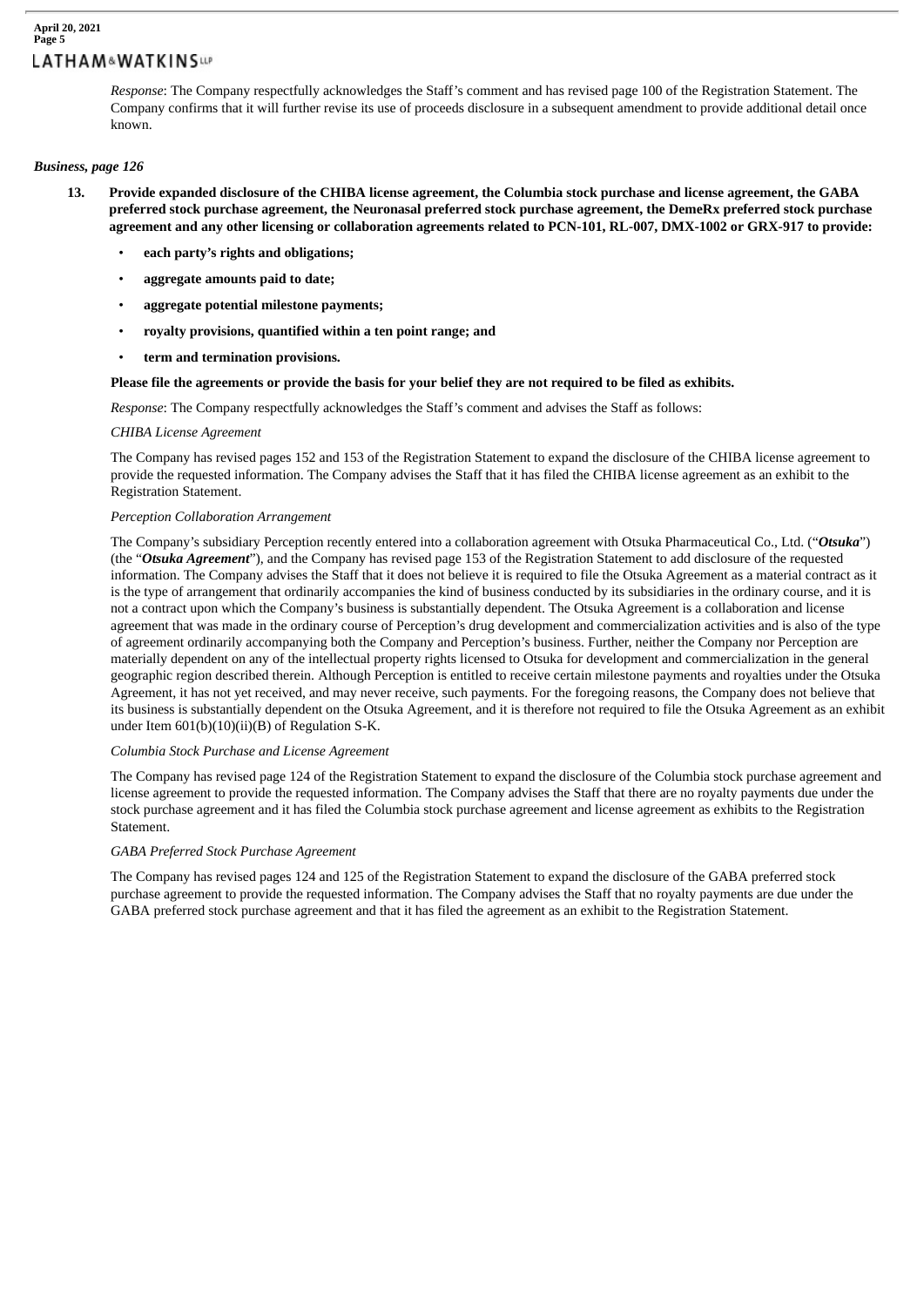*Response*: The Company respectfully acknowledges the Staff's comment and has revised page 100 of the Registration Statement. The Company confirms that it will further revise its use of proceeds disclosure in a subsequent amendment to provide additional detail once known.

### *Business, page 126*

**13. Provide expanded disclosure of the CHIBA license agreement, the Columbia stock purchase and license agreement, the GABA preferred stock purchase agreement, the Neuronasal preferred stock purchase agreement, the DemeRx preferred stock purchase agreement and any other licensing or collaboration agreements related to PCN-101, RL-007, DMX-1002 or GRX-917 to provide:**

- **each party's rights and obligations;**
- **aggregate amounts paid to date;**
- **aggregate potential milestone payments;**
- **royalty provisions, quantified within a ten point range; and**
- **term and termination provisions.**

**Please file the agreements or provide the basis for your belief they are not required to be filed as exhibits.**

*Response*: The Company respectfully acknowledges the Staff's comment and advises the Staff as follows:

*CHIBA License Agreement*

The Company has revised pages 152 and 153 of the Registration Statement to expand the disclosure of the CHIBA license agreement to provide the requested information. The Company advises the Staff that it has filed the CHIBA license agreement as an exhibit to the Registration Statement.

*Perception Collaboration Arrangement*

The Company's subsidiary Perception recently entered into a collaboration agreement with Otsuka Pharmaceutical Co., Ltd. ("***Otsuka***") (the "***Otsuka Agreement***"), and the Company has revised page 153 of the Registration Statement to add disclosure of the requested information. The Company advises the Staff that it does not believe it is required to file the Otsuka Agreement as a material contract as it is the type of arrangement that ordinarily accompanies the kind of business conducted by its subsidiaries in the ordinary course, and it is not a contract upon which the Company's business is substantially dependent. The Otsuka Agreement is a collaboration and license agreement that was made in the ordinary course of Perception's drug development and commercialization activities and is also of the type of agreement ordinarily accompanying both the Company and Perception's business. Further, neither the Company nor Perception are materially dependent on any of the intellectual property rights licensed to Otsuka for development and commercialization in the general geographic region described therein. Although Perception is entitled to receive certain milestone payments and royalties under the Otsuka Agreement, it has not yet received, and may never receive, such payments. For the foregoing reasons, the Company does not believe that its business is substantially dependent on the Otsuka Agreement, and it is therefore not required to file the Otsuka Agreement as an exhibit under Item 601(b)(10)(ii)(B) of Regulation S-K.

*Columbia Stock Purchase and License Agreement*

The Company has revised page 124 of the Registration Statement to expand the disclosure of the Columbia stock purchase agreement and license agreement to provide the requested information. The Company advises the Staff that there are no royalty payments due under the stock purchase agreement and it has filed the Columbia stock purchase agreement and license agreement as exhibits to the Registration Statement.

*GABA Preferred Stock Purchase Agreement*

The Company has revised pages 124 and 125 of the Registration Statement to expand the disclosure of the GABA preferred stock purchase agreement to provide the requested information. The Company advises the Staff that no royalty payments are due under the GABA preferred stock purchase agreement and that it has filed the agreement as an exhibit to the Registration Statement.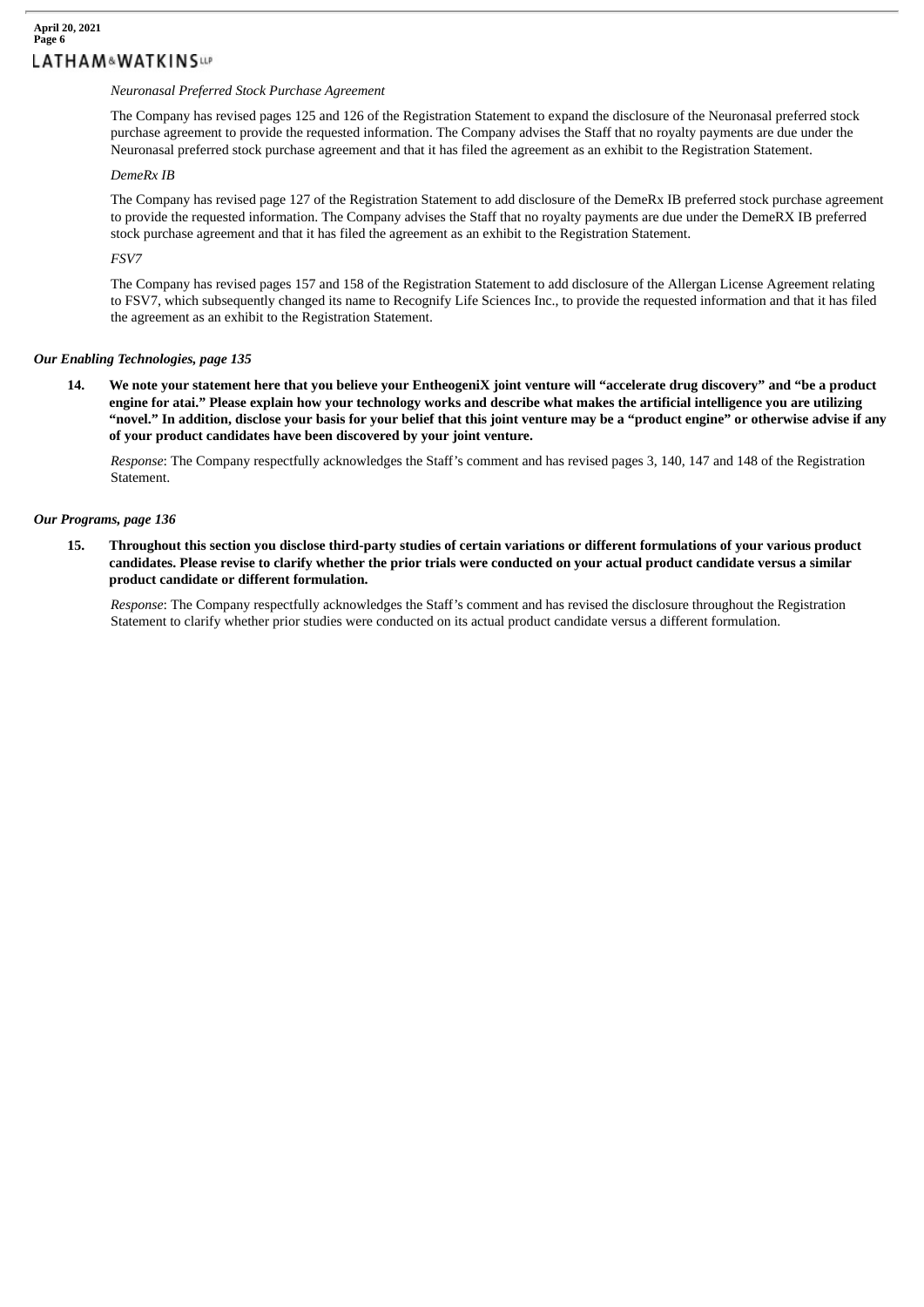*Neuronasal Preferred Stock Purchase Agreement*

The Company has revised pages 125 and 126 of the Registration Statement to expand the disclosure of the Neuronasal preferred stock purchase agreement to provide the requested information. The Company advises the Staff that no royalty payments are due under the Neuronasal preferred stock purchase agreement and that it has filed the agreement as an exhibit to the Registration Statement.

*DemeRx IB*

The Company has revised page 127 of the Registration Statement to add disclosure of the DemeRx IB preferred stock purchase agreement to provide the requested information. The Company advises the Staff that no royalty payments are due under the DemeRX IB preferred stock purchase agreement and that it has filed the agreement as an exhibit to the Registration Statement.

*FSV7*

The Company has revised pages 157 and 158 of the Registration Statement to add disclosure of the Allergan License Agreement relating to FSV7, which subsequently changed its name to Recognify Life Sciences Inc., to provide the requested information and that it has filed the agreement as an exhibit to the Registration Statement.

***Our Enabling Technologies, page 135***

**14. We note your statement here that you believe your EntheogeniX joint venture will "accelerate drug discovery" and "be a product engine for atai." Please explain how your technology works and describe what makes the artificial intelligence you are utilizing "novel." In addition, disclose your basis for your belief that this joint venture may be a "product engine" or otherwise advise if any of your product candidates have been discovered by your joint venture.**

*Response*: The Company respectfully acknowledges the Staff's comment and has revised pages 3, 140, 147 and 148 of the Registration Statement.

***Our Programs, page 136***

**15. Throughout this section you disclose third-party studies of certain variations or different formulations of your various product candidates. Please revise to clarify whether the prior trials were conducted on your actual product candidate versus a similar product candidate or different formulation.**

*Response*: The Company respectfully acknowledges the Staff's comment and has revised the disclosure throughout the Registration Statement to clarify whether prior studies were conducted on its actual product candidate versus a different formulation.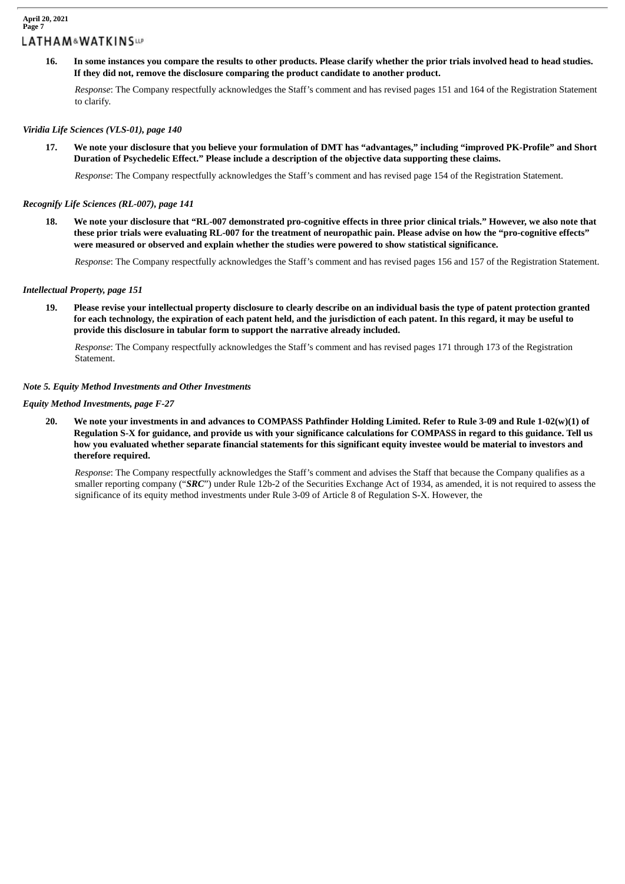16. **In some instances you compare the results to other products. Please clarify whether the prior trials involved head to head studies. If they did not, remove the disclosure comparing the product candidate to another product.**

*Response*: The Company respectfully acknowledges the Staff's comment and has revised pages 151 and 164 of the Registration Statement to clarify.

*Viridia Life Sciences (VLS-01), page 140*

17. **We note your disclosure that you believe your formulation of DMT has "advantages," including "improved PK-Profile" and Short Duration of Psychedelic Effect." Please include a description of the objective data supporting these claims.**

*Response*: The Company respectfully acknowledges the Staff's comment and has revised page 154 of the Registration Statement.

*Recognify Life Sciences (RL-007), page 141*

18. **We note your disclosure that "RL-007 demonstrated pro-cognitive effects in three prior clinical trials." However, we also note that these prior trials were evaluating RL-007 for the treatment of neuropathic pain. Please advise on how the "pro-cognitive effects" were measured or observed and explain whether the studies were powered to show statistical significance.**

*Response*: The Company respectfully acknowledges the Staff's comment and has revised pages 156 and 157 of the Registration Statement.

*Intellectual Property, page 151*

19. **Please revise your intellectual property disclosure to clearly describe on an individual basis the type of patent protection granted for each technology, the expiration of each patent held, and the jurisdiction of each patent. In this regard, it may be useful to provide this disclosure in tabular form to support the narrative already included.**

*Response*: The Company respectfully acknowledges the Staff's comment and has revised pages 171 through 173 of the Registration Statement.

*Note 5. Equity Method Investments and Other Investments*

*Equity Method Investments, page F-27*

20. **We note your investments in and advances to COMPASS Pathfinder Holding Limited. Refer to Rule 3-09 and Rule 1-02(w)(1) of Regulation S-X for guidance, and provide us with your significance calculations for COMPASS in regard to this guidance. Tell us how you evaluated whether separate financial statements for this significant equity investee would be material to investors and therefore required.**

*Response*: The Company respectfully acknowledges the Staff's comment and advises the Staff that because the Company qualifies as a smaller reporting company ("***SRC***") under Rule 12b-2 of the Securities Exchange Act of 1934, as amended, it is not required to assess the significance of its equity method investments under Rule 3-09 of Article 8 of Regulation S-X. However, the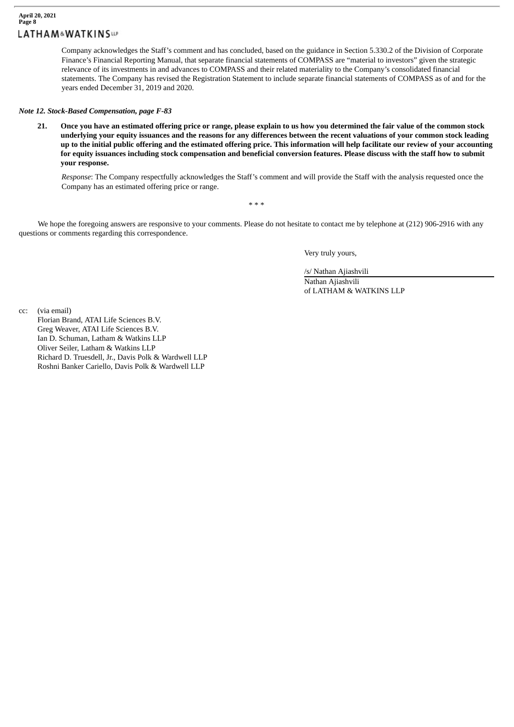Company acknowledges the Staff's comment and has concluded, based on the guidance in Section 5.330.2 of the Division of Corporate Finance's Financial Reporting Manual, that separate financial statements of COMPASS are "material to investors" given the strategic relevance of its investments in and advances to COMPASS and their related materiality to the Company's consolidated financial statements. The Company has revised the Registration Statement to include separate financial statements of COMPASS as of and for the years ended December 31, 2019 and 2020.

***Note 12. Stock-Based Compensation, page F-83***

**21. Once you have an estimated offering price or range, please explain to us how you determined the fair value of the common stock underlying your equity issuances and the reasons for any differences between the recent valuations of your common stock leading up to the initial public offering and the estimated offering price. This information will help facilitate our review of your accounting for equity issuances including stock compensation and beneficial conversion features. Please discuss with the staff how to submit your response.**

*Response*: The Company respectfully acknowledges the Staff's comment and will provide the Staff with the analysis requested once the Company has an estimated offering price or range.

\* \* \*

We hope the foregoing answers are responsive to your comments. Please do not hesitate to contact me by telephone at (212) 906-2916 with any questions or comments regarding this correspondence.

Very truly yours,

/s/ Nathan Ajiashvili

Nathan Ajiashvili
of LATHAM & WATKINS LLP

cc: (via email)
Florian Brand, ATAI Life Sciences B.V.
Greg Weaver, ATAI Life Sciences B.V.
Ian D. Schuman, Latham & Watkins LLP
Oliver Seiler, Latham & Watkins LLP
Richard D. Truesdell, Jr., Davis Polk & Wardwell LLP
Roshni Banker Cariello, Davis Polk & Wardwell LLP